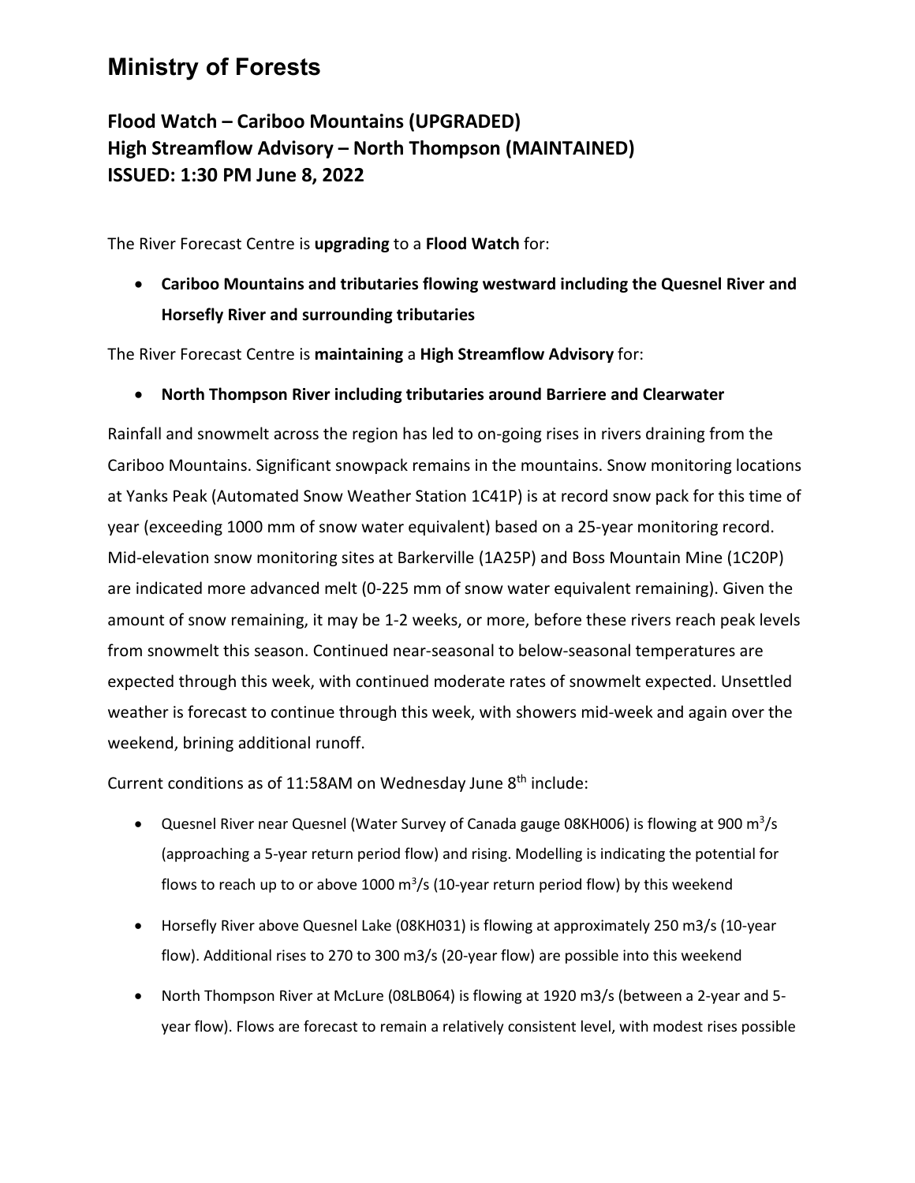# Ministry of Forests

### Flood Watch – Cariboo Mountains (UPGRADED)
### High Streamflow Advisory – North Thompson (MAINTAINED)
### ISSUED: 1:30 PM June 8, 2022

The River Forecast Centre is **upgrading** to a **Flood Watch** for:

- **Cariboo Mountains and tributaries flowing westward including the Quesnel River and Horsefly River and surrounding tributaries**

The River Forecast Centre is **maintaining** a **High Streamflow Advisory** for:

- **North Thompson River including tributaries around Barriere and Clearwater**

Rainfall and snowmelt across the region has led to on-going rises in rivers draining from the Cariboo Mountains. Significant snowpack remains in the mountains. Snow monitoring locations at Yanks Peak (Automated Snow Weather Station 1C41P) is at record snow pack for this time of year (exceeding 1000 mm of snow water equivalent) based on a 25-year monitoring record. Mid-elevation snow monitoring sites at Barkerville (1A25P) and Boss Mountain Mine (1C20P) are indicated more advanced melt (0-225 mm of snow water equivalent remaining). Given the amount of snow remaining, it may be 1-2 weeks, or more, before these rivers reach peak levels from snowmelt this season. Continued near-seasonal to below-seasonal temperatures are expected through this week, with continued moderate rates of snowmelt expected. Unsettled weather is forecast to continue through this week, with showers mid-week and again over the weekend, brining additional runoff.

Current conditions as of 11:58AM on Wednesday June 8th include:

- Quesnel River near Quesnel (Water Survey of Canada gauge 08KH006) is flowing at 900 $m^3/s$ (approaching a 5-year return period flow) and rising. Modelling is indicating the potential for flows to reach up to or above 1000 $m^3/s$ (10-year return period flow) by this weekend
- Horsefly River above Quesnel Lake (08KH031) is flowing at approximately 250 m3/s (10-year flow). Additional rises to 270 to 300 m3/s (20-year flow) are possible into this weekend
- North Thompson River at McLure (08LB064) is flowing at 1920 m3/s (between a 2-year and 5-year flow). Flows are forecast to remain a relatively consistent level, with modest rises possible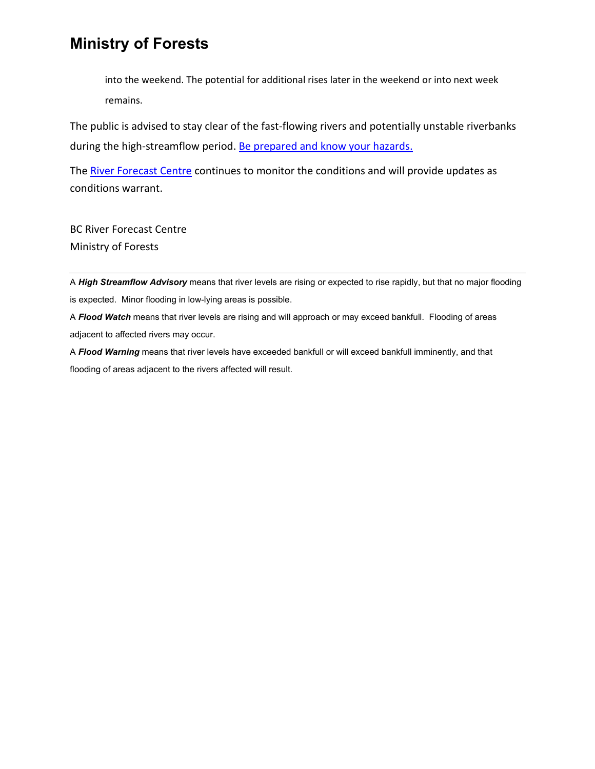into the weekend. The potential for additional rises later in the weekend or into next week remains.

The public is advised to stay clear of the fast-flowing rivers and potentially unstable riverbanks during the high-streamflow period. Be prepared and know your hazards.

The River Forecast Centre continues to monitor the conditions and will provide updates as conditions warrant.

BC River Forecast Centre
Ministry of Forests

---

A ***High Streamflow Advisory*** means that river levels are rising or expected to rise rapidly, but that no major flooding is expected. Minor flooding in low-lying areas is possible.

A ***Flood Watch*** means that river levels are rising and will approach or may exceed bankfull. Flooding of areas adjacent to affected rivers may occur.

A ***Flood Warning*** means that river levels have exceeded bankfull or will exceed bankfull imminently, and that flooding of areas adjacent to the rivers affected will result.